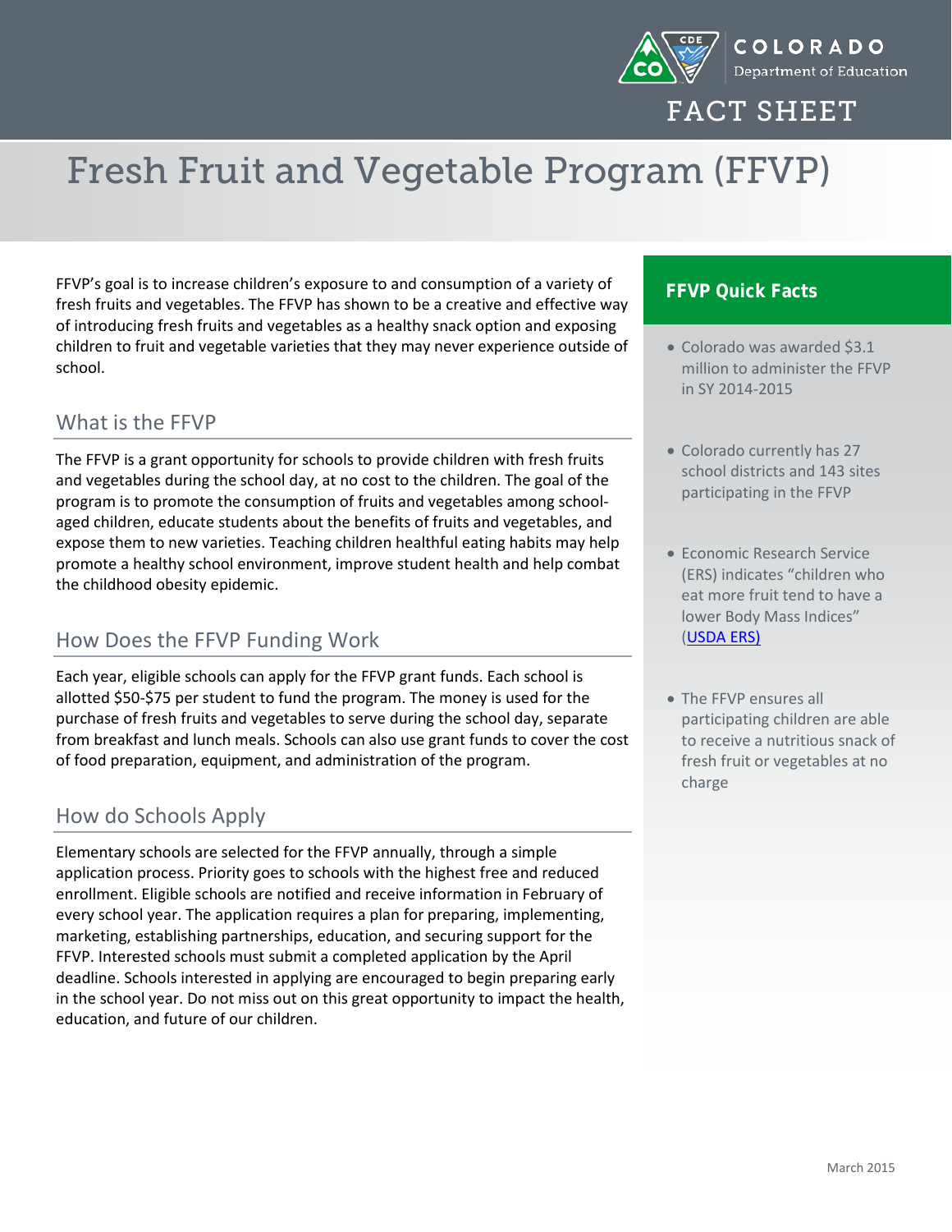COLORADO
Department of Education

FACT SHEET

# Fresh Fruit and Vegetable Program (FFVP)

FFVP's goal is to increase children's exposure to and consumption of a variety of fresh fruits and vegetables. The FFVP has shown to be a creative and effective way of introducing fresh fruits and vegetables as a healthy snack option and exposing children to fruit and vegetable varieties that they may never experience outside of school.

## What is the FFVP

The FFVP is a grant opportunity for schools to provide children with fresh fruits and vegetables during the school day, at no cost to the children. The goal of the program is to promote the consumption of fruits and vegetables among school-aged children, educate students about the benefits of fruits and vegetables, and expose them to new varieties. Teaching children healthful eating habits may help promote a healthy school environment, improve student health and help combat the childhood obesity epidemic.

## How Does the FFVP Funding Work

Each year, eligible schools can apply for the FFVP grant funds. Each school is allotted $50-$75 per student to fund the program. The money is used for the purchase of fresh fruits and vegetables to serve during the school day, separate from breakfast and lunch meals. Schools can also use grant funds to cover the cost of food preparation, equipment, and administration of the program.

## How do Schools Apply

Elementary schools are selected for the FFVP annually, through a simple application process. Priority goes to schools with the highest free and reduced enrollment. Eligible schools are notified and receive information in February of every school year. The application requires a plan for preparing, implementing, marketing, establishing partnerships, education, and securing support for the FFVP. Interested schools must submit a completed application by the April deadline. Schools interested in applying are encouraged to begin preparing early in the school year. Do not miss out on this great opportunity to impact the health, education, and future of our children.

## FFVP Quick Facts

- Colorado was awarded $3.1 million to administer the FFVP in SY 2014-2015
- Colorado currently has 27 school districts and 143 sites participating in the FFVP
- Economic Research Service (ERS) indicates "children who eat more fruit tend to have a lower Body Mass Indices" (USDA ERS)
- The FFVP ensures all participating children are able to receive a nutritious snack of fresh fruit or vegetables at no charge

March 2015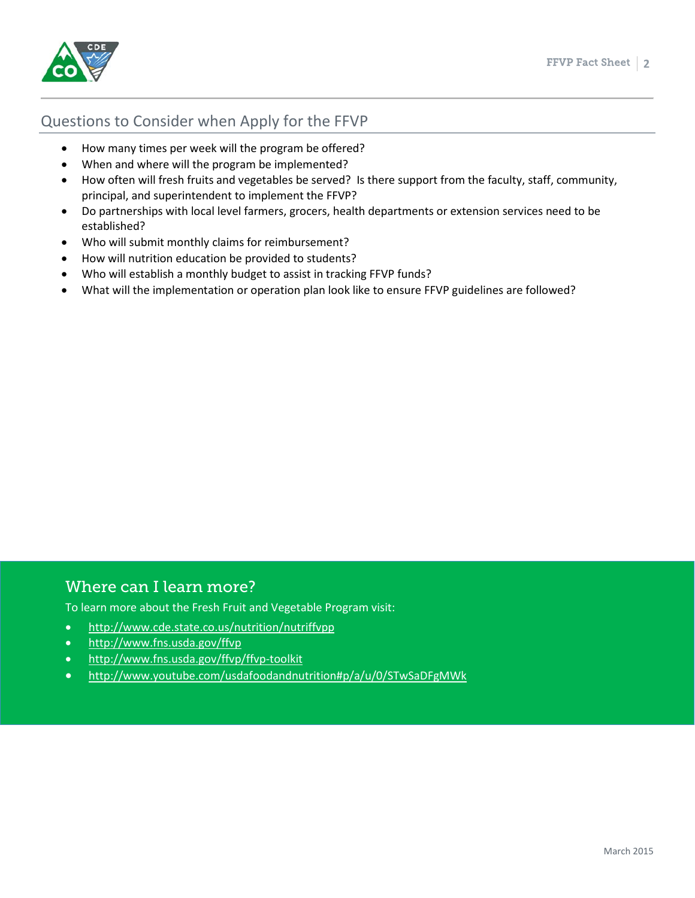## Questions to Consider when Apply for the FFVP

- How many times per week will the program be offered?
- When and where will the program be implemented?
- How often will fresh fruits and vegetables be served? Is there support from the faculty, staff, community, principal, and superintendent to implement the FFVP?
- Do partnerships with local level farmers, grocers, health departments or extension services need to be established?
- Who will submit monthly claims for reimbursement?
- How will nutrition education be provided to students?
- Who will establish a monthly budget to assist in tracking FFVP funds?
- What will the implementation or operation plan look like to ensure FFVP guidelines are followed?

## Where can I learn more?

To learn more about the Fresh Fruit and Vegetable Program visit:

- http://www.cde.state.co.us/nutrition/nutriffvpp
- http://www.fns.usda.gov/ffvp
- http://www.fns.usda.gov/ffvp/ffvp-toolkit
- http://www.youtube.com/usdafoodandnutrition#p/a/u/0/STwSaDFgMWk

March 2015